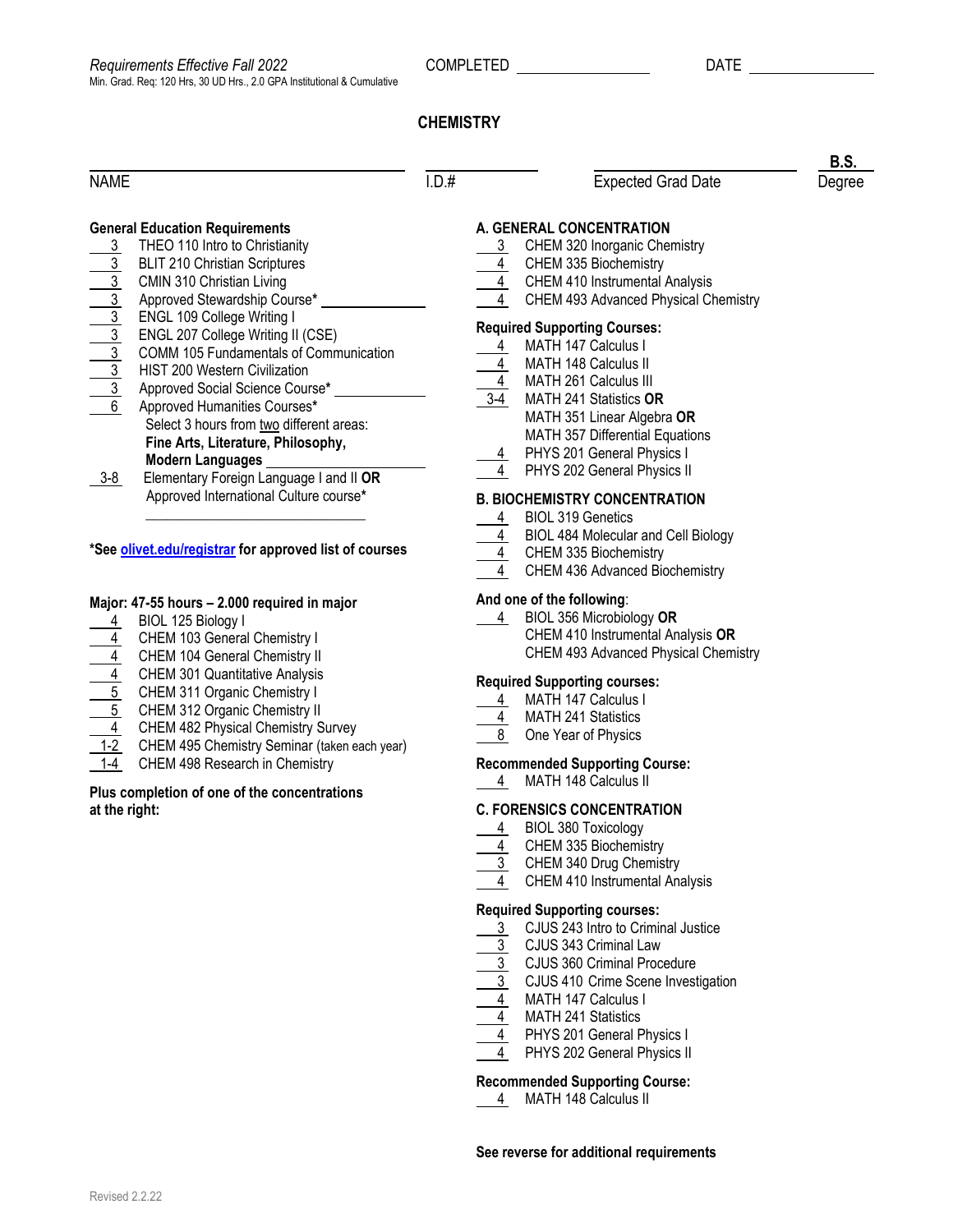*Requirements Effective Fall 2022*
Min. Grad. Req: 120 Hrs, 30 UD Hrs., 2.0 GPA Institutional & Cumulative

COMPLETED ______________ DATE ______________

# CHEMISTRY

NAME ______________ I.D.# ______________ Expected Grad Date ______________ **B.S.** Degree

## General Education Requirements

- 3 THEO 110 Intro to Christianity
- 3 BLIT 210 Christian Scriptures
- 3 CMIN 310 Christian Living
- 3 Approved Stewardship Course* ______________
- 3 ENGL 109 College Writing I
- 3 ENGL 207 College Writing II (CSE)
- 3 COMM 105 Fundamentals of Communication
- 3 HIST 200 Western Civilization
- 3 Approved Social Science Course* ______________
- 6 Approved Humanities Courses*
  - Select 3 hours from two different areas: **Fine Arts, Literature, Philosophy, Modern Languages** ______________
- 3-8 Elementary Foreign Language I and II **OR** Approved International Culture course* ______________

***See olivet.edu/registrar for approved list of courses**

## Major: 47-55 hours – 2.000 required in major

- 4 BIOL 125 Biology I
- 4 CHEM 103 General Chemistry I
- 4 CHEM 104 General Chemistry II
- 4 CHEM 301 Quantitative Analysis
- 5 CHEM 311 Organic Chemistry I
- 5 CHEM 312 Organic Chemistry II
- 4 CHEM 482 Physical Chemistry Survey
- 1-2 CHEM 495 Chemistry Seminar (taken each year)
- 1-4 CHEM 498 Research in Chemistry

**Plus completion of one of the concentrations at the right:**

## A. GENERAL CONCENTRATION

- 3 CHEM 320 Inorganic Chemistry
- 4 CHEM 335 Biochemistry
- 4 CHEM 410 Instrumental Analysis
- 4 CHEM 493 Advanced Physical Chemistry

**Required Supporting Courses:**

- 4 MATH 147 Calculus I
- 4 MATH 148 Calculus II
- 4 MATH 261 Calculus III
- 3-4 MATH 241 Statistics **OR** MATH 351 Linear Algebra **OR** MATH 357 Differential Equations
- 4 PHYS 201 General Physics I
- 4 PHYS 202 General Physics II

## B. BIOCHEMISTRY CONCENTRATION

- 4 BIOL 319 Genetics
- 4 BIOL 484 Molecular and Cell Biology
- 4 CHEM 335 Biochemistry
- 4 CHEM 436 Advanced Biochemistry

**And one of the following**:

- 4 BIOL 356 Microbiology **OR** CHEM 410 Instrumental Analysis **OR** CHEM 493 Advanced Physical Chemistry

**Required Supporting courses:**

- 4 MATH 147 Calculus I
- 4 MATH 241 Statistics
- 8 One Year of Physics

**Recommended Supporting Course:**

- 4 MATH 148 Calculus II

## C. FORENSICS CONCENTRATION

- 4 BIOL 380 Toxicology
- 4 CHEM 335 Biochemistry
- 3 CHEM 340 Drug Chemistry
- 4 CHEM 410 Instrumental Analysis

**Required Supporting courses:**

- 3 CJUS 243 Intro to Criminal Justice
- 3 CJUS 343 Criminal Law
- 3 CJUS 360 Criminal Procedure
- 3 CJUS 410 Crime Scene Investigation
- 4 MATH 147 Calculus I
- 4 MATH 241 Statistics
- 4 PHYS 201 General Physics I
- 4 PHYS 202 General Physics II

**Recommended Supporting Course:**

- 4 MATH 148 Calculus II

**See reverse for additional requirements**

Revised 2.2.22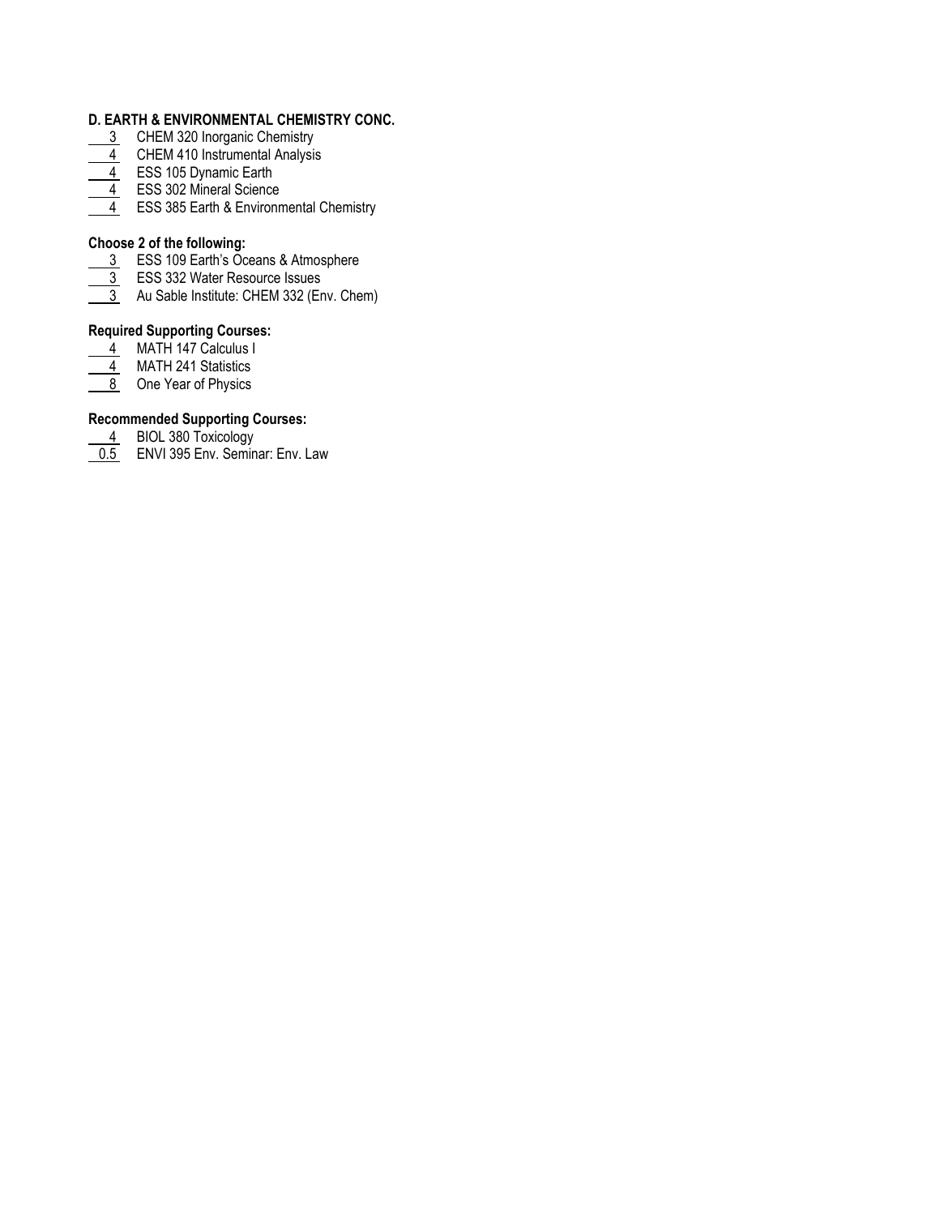**D. EARTH & ENVIRONMENTAL CHEMISTRY CONC.**

3 CHEM 320 Inorganic Chemistry
4 CHEM 410 Instrumental Analysis
4 ESS 105 Dynamic Earth
4 ESS 302 Mineral Science
4 ESS 385 Earth & Environmental Chemistry

**Choose 2 of the following:**

3 ESS 109 Earth's Oceans & Atmosphere
3 ESS 332 Water Resource Issues
3 Au Sable Institute: CHEM 332 (Env. Chem)

**Required Supporting Courses:**

4 MATH 147 Calculus I
4 MATH 241 Statistics
8 One Year of Physics

**Recommended Supporting Courses:**

4 BIOL 380 Toxicology
0.5 ENVI 395 Env. Seminar: Env. Law